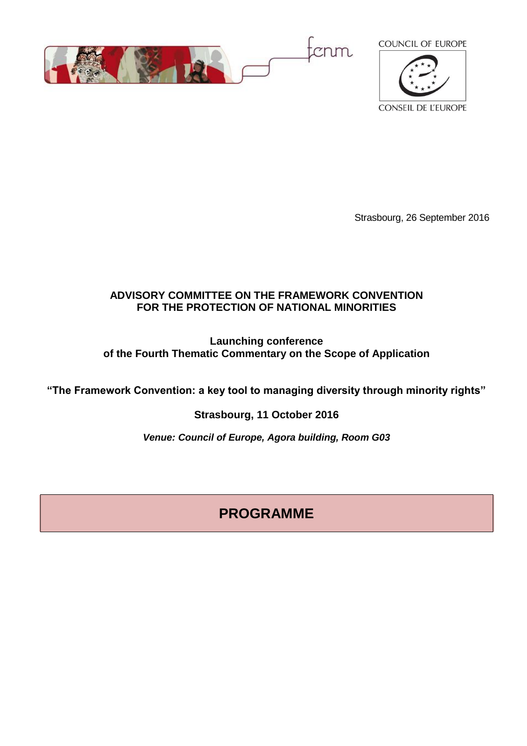fcnm

COUNCIL OF EUROPE

CONSEIL DE L'EUROPE

Strasbourg, 26 September 2016

**ADVISORY COMMITTEE ON THE FRAMEWORK CONVENTION FOR THE PROTECTION OF NATIONAL MINORITIES**

**Launching conference of the Fourth Thematic Commentary on the Scope of Application**

**"The Framework Convention: a key tool to managing diversity through minority rights"**

**Strasbourg, 11 October 2016**

***Venue: Council of Europe, Agora building, Room G03***

# PROGRAMME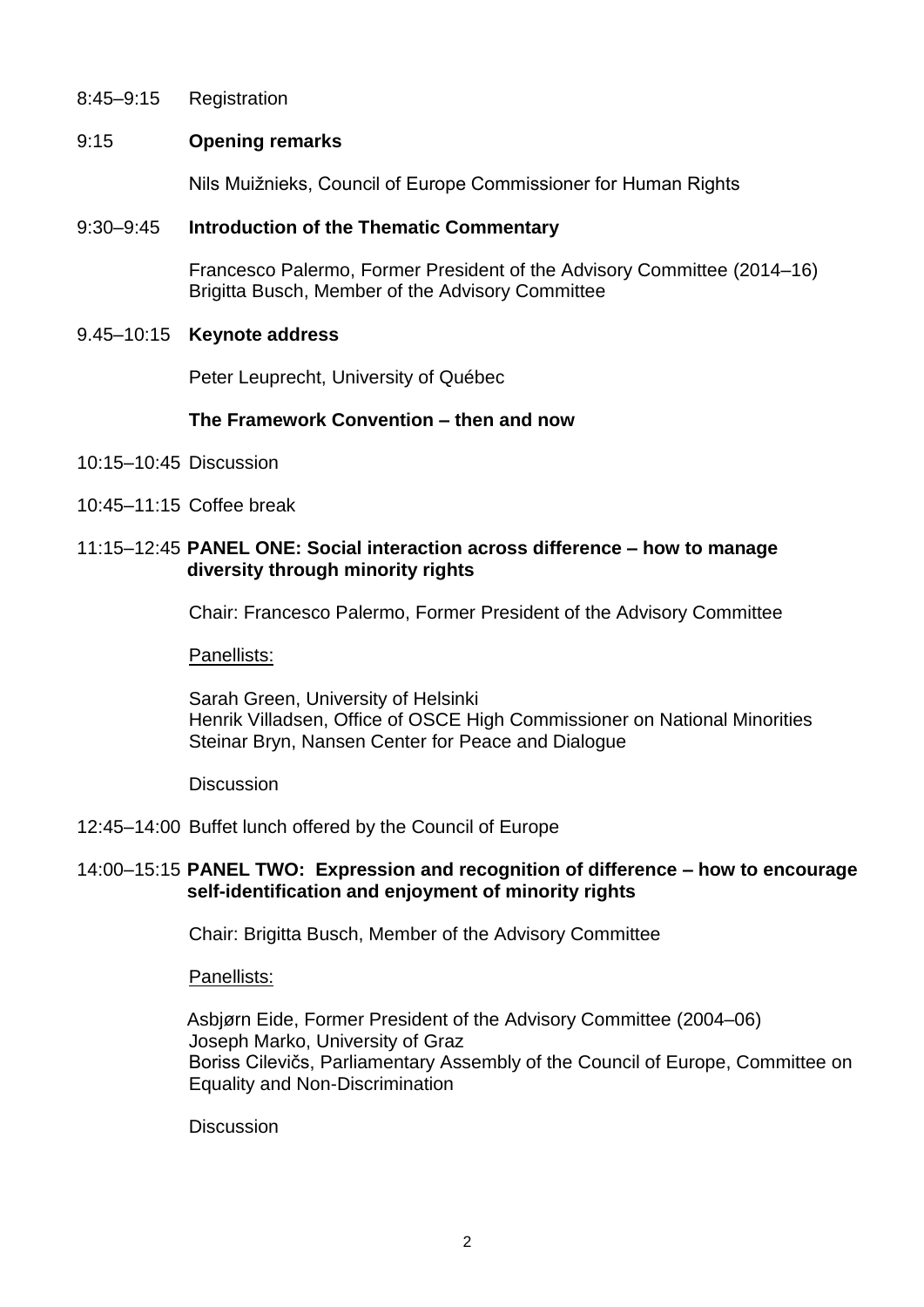8:45–9:15 Registration

9:15 **Opening remarks**

Nils Muižnieks, Council of Europe Commissioner for Human Rights

9:30–9:45 **Introduction of the Thematic Commentary**

Francesco Palermo, Former President of the Advisory Committee (2014–16)
Brigitta Busch, Member of the Advisory Committee

9.45–10:15 **Keynote address**

Peter Leuprecht, University of Québec

**The Framework Convention – then and now**

10:15–10:45 Discussion

10:45–11:15 Coffee break

11:15–12:45 **PANEL ONE: Social interaction across difference – how to manage diversity through minority rights**

Chair: Francesco Palermo, Former President of the Advisory Committee

Panellists:

Sarah Green, University of Helsinki
Henrik Villadsen, Office of OSCE High Commissioner on National Minorities
Steinar Bryn, Nansen Center for Peace and Dialogue

Discussion

12:45–14:00 Buffet lunch offered by the Council of Europe

14:00–15:15 **PANEL TWO: Expression and recognition of difference – how to encourage self-identification and enjoyment of minority rights**

Chair: Brigitta Busch, Member of the Advisory Committee

Panellists:

Asbjørn Eide, Former President of the Advisory Committee (2004–06)
Joseph Marko, University of Graz
Boriss Cilevičs, Parliamentary Assembly of the Council of Europe, Committee on Equality and Non-Discrimination

Discussion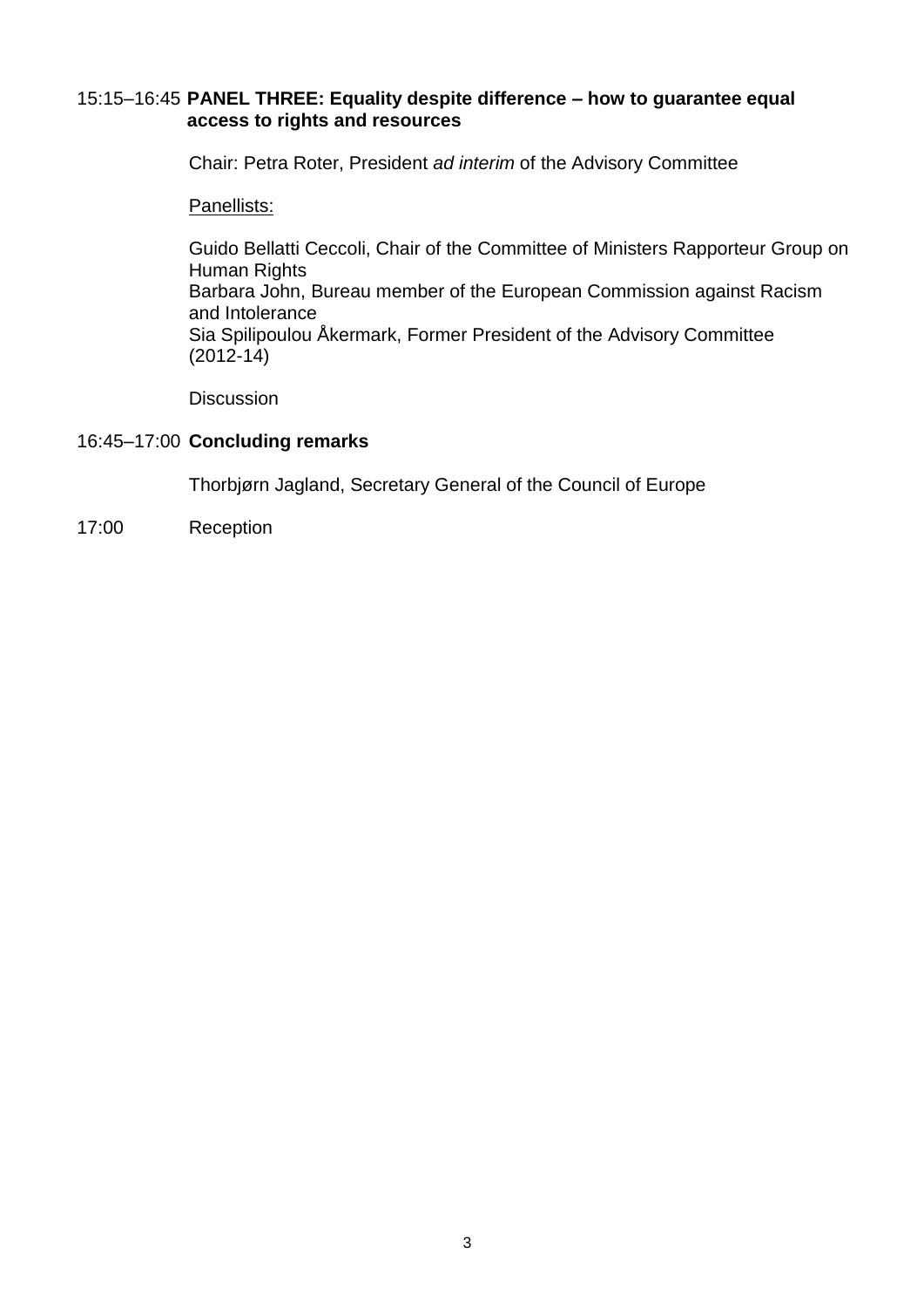15:15–16:45 **PANEL THREE: Equality despite difference – how to guarantee equal access to rights and resources**

Chair: Petra Roter, President *ad interim* of the Advisory Committee

Panellists:

Guido Bellatti Ceccoli, Chair of the Committee of Ministers Rapporteur Group on Human Rights
Barbara John, Bureau member of the European Commission against Racism and Intolerance
Sia Spilipoulou Åkermark, Former President of the Advisory Committee (2012-14)

Discussion

16:45–17:00 **Concluding remarks**

Thorbjørn Jagland, Secretary General of the Council of Europe

17:00 Reception